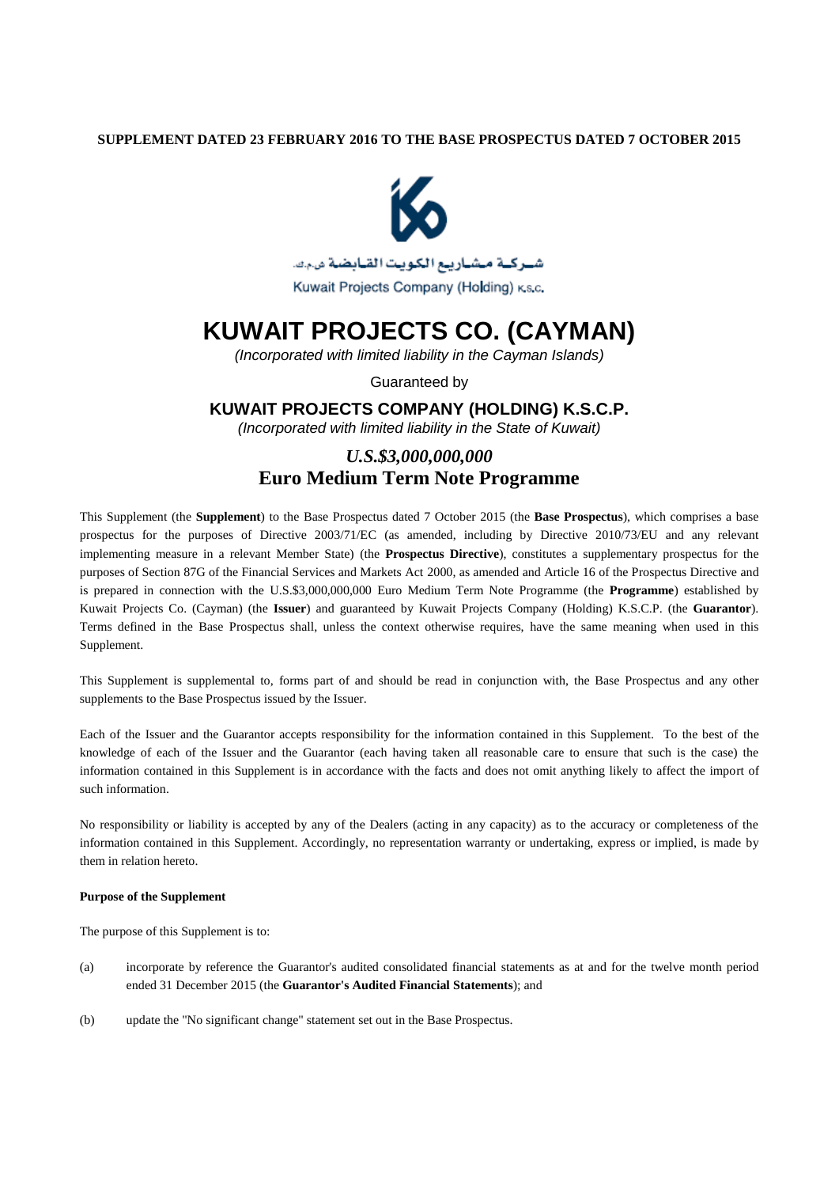**SUPPLEMENT DATED 23 FEBRUARY 2016 TO THE BASE PROSPECTUS DATED 7 OCTOBER 2015**

شــركـة مـشـاريـع الكـويـت القـابـضـة ش.م.ك.

Kuwait Projects Company (Holding) K.S.C.

# KUWAIT PROJECTS CO. (CAYMAN)

*(Incorporated with limited liability in the Cayman Islands)*

Guaranteed by

## KUWAIT PROJECTS COMPANY (HOLDING) K.S.C.P.

*(Incorporated with limited liability in the State of Kuwait)*

## *U.S.$3,000,000,000*
## Euro Medium Term Note Programme

This Supplement (the **Supplement**) to the Base Prospectus dated 7 October 2015 (the **Base Prospectus**), which comprises a base prospectus for the purposes of Directive 2003/71/EC (as amended, including by Directive 2010/73/EU and any relevant implementing measure in a relevant Member State) (the **Prospectus Directive**), constitutes a supplementary prospectus for the purposes of Section 87G of the Financial Services and Markets Act 2000, as amended and Article 16 of the Prospectus Directive and is prepared in connection with the U.S.$3,000,000,000 Euro Medium Term Note Programme (the **Programme**) established by Kuwait Projects Co. (Cayman) (the **Issuer**) and guaranteed by Kuwait Projects Company (Holding) K.S.C.P. (the **Guarantor**). Terms defined in the Base Prospectus shall, unless the context otherwise requires, have the same meaning when used in this Supplement.

This Supplement is supplemental to, forms part of and should be read in conjunction with, the Base Prospectus and any other supplements to the Base Prospectus issued by the Issuer.

Each of the Issuer and the Guarantor accepts responsibility for the information contained in this Supplement. To the best of the knowledge of each of the Issuer and the Guarantor (each having taken all reasonable care to ensure that such is the case) the information contained in this Supplement is in accordance with the facts and does not omit anything likely to affect the import of such information.

No responsibility or liability is accepted by any of the Dealers (acting in any capacity) as to the accuracy or completeness of the information contained in this Supplement. Accordingly, no representation warranty or undertaking, express or implied, is made by them in relation hereto.

**Purpose of the Supplement**

The purpose of this Supplement is to:

(a) incorporate by reference the Guarantor's audited consolidated financial statements as at and for the twelve month period ended 31 December 2015 (the **Guarantor's Audited Financial Statements**); and

(b) update the "No significant change" statement set out in the Base Prospectus.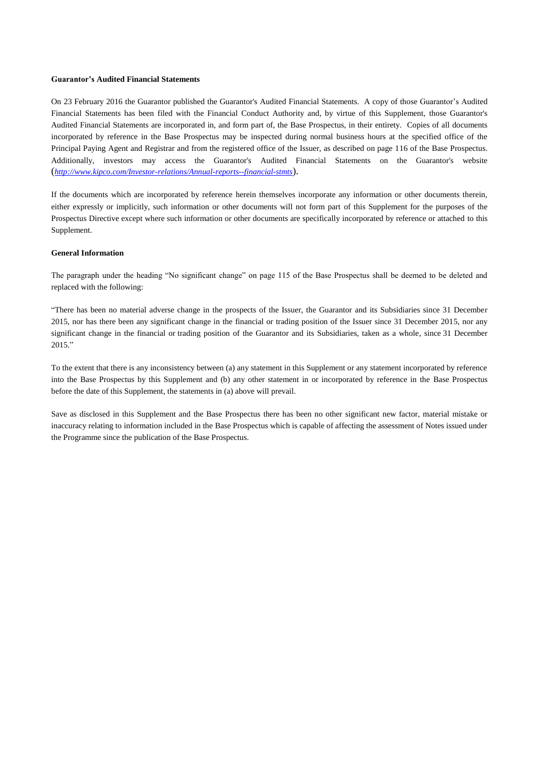**Guarantor's Audited Financial Statements**

On 23 February 2016 the Guarantor published the Guarantor's Audited Financial Statements. A copy of those Guarantor's Audited Financial Statements has been filed with the Financial Conduct Authority and, by virtue of this Supplement, those Guarantor's Audited Financial Statements are incorporated in, and form part of, the Base Prospectus, in their entirety. Copies of all documents incorporated by reference in the Base Prospectus may be inspected during normal business hours at the specified office of the Principal Paying Agent and Registrar and from the registered office of the Issuer, as described on page 116 of the Base Prospectus. Additionally, investors may access the Guarantor's Audited Financial Statements on the Guarantor's website (*http://www.kipco.com/Investor-relations/Annual-reports--financial-stmts*).

If the documents which are incorporated by reference herein themselves incorporate any information or other documents therein, either expressly or implicitly, such information or other documents will not form part of this Supplement for the purposes of the Prospectus Directive except where such information or other documents are specifically incorporated by reference or attached to this Supplement.

**General Information**

The paragraph under the heading "No significant change" on page 115 of the Base Prospectus shall be deemed to be deleted and replaced with the following:

"There has been no material adverse change in the prospects of the Issuer, the Guarantor and its Subsidiaries since 31 December 2015, nor has there been any significant change in the financial or trading position of the Issuer since 31 December 2015, nor any significant change in the financial or trading position of the Guarantor and its Subsidiaries, taken as a whole, since 31 December 2015."

To the extent that there is any inconsistency between (a) any statement in this Supplement or any statement incorporated by reference into the Base Prospectus by this Supplement and (b) any other statement in or incorporated by reference in the Base Prospectus before the date of this Supplement, the statements in (a) above will prevail.

Save as disclosed in this Supplement and the Base Prospectus there has been no other significant new factor, material mistake or inaccuracy relating to information included in the Base Prospectus which is capable of affecting the assessment of Notes issued under the Programme since the publication of the Base Prospectus.